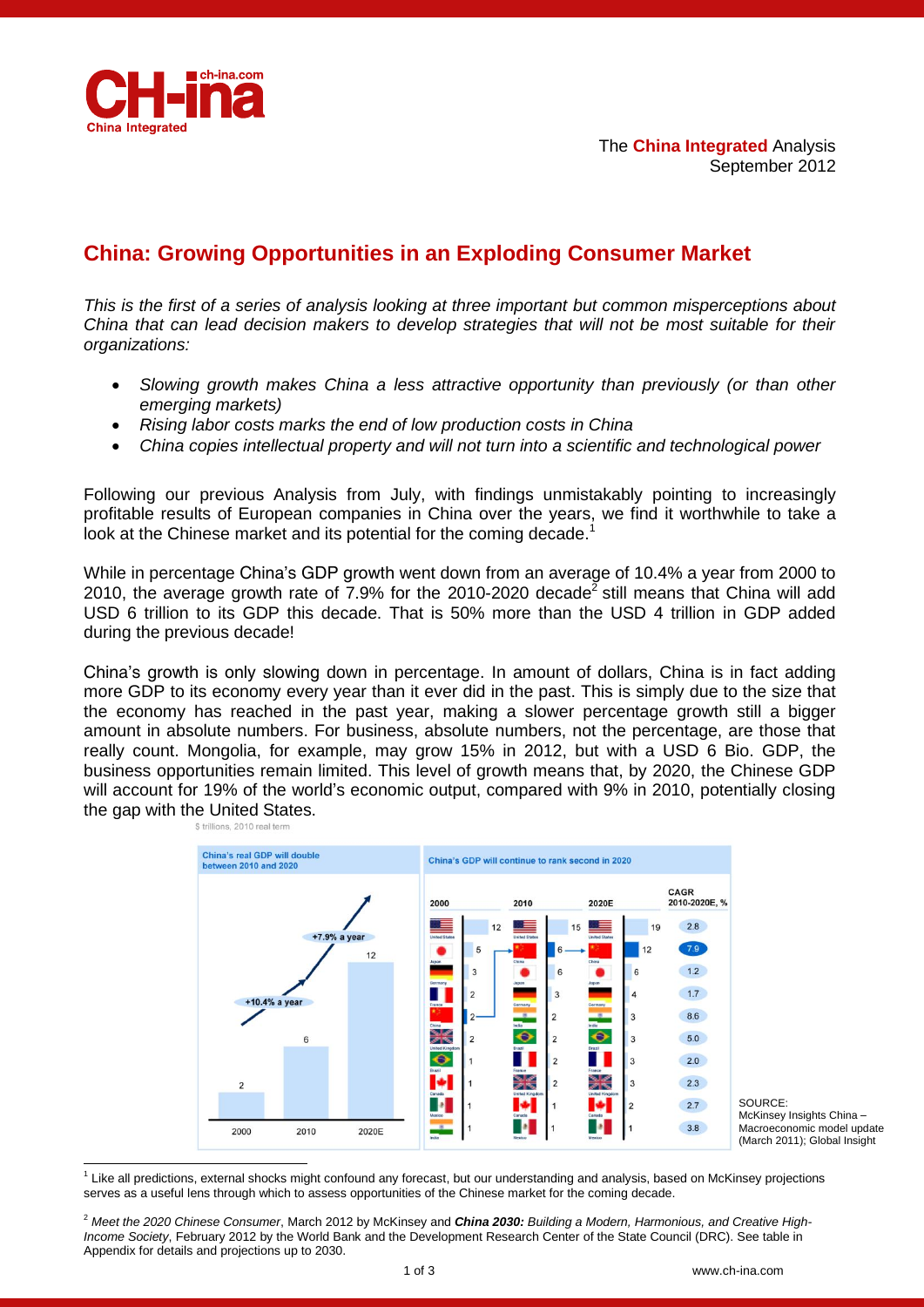The **China Integrated** Analysis
September 2012

# China: Growing Opportunities in an Exploding Consumer Market

*This is the first of a series of analysis looking at three important but common misperceptions about China that can lead decision makers to develop strategies that will not be most suitable for their organizations:*

- *Slowing growth makes China a less attractive opportunity than previously (or than other emerging markets)*
- *Rising labor costs marks the end of low production costs in China*
- *China copies intellectual property and will not turn into a scientific and technological power*

Following our previous Analysis from July, with findings unmistakably pointing to increasingly profitable results of European companies in China over the years, we find it worthwhile to take a look at the Chinese market and its potential for the coming decade.[1]

While in percentage China's GDP growth went down from an average of 10.4% a year from 2000 to 2010, the average growth rate of 7.9% for the 2010-2020 decade[2] still means that China will add USD 6 trillion to its GDP this decade. That is 50% more than the USD 4 trillion in GDP added during the previous decade!

China's growth is only slowing down in percentage. In amount of dollars, China is in fact adding more GDP to its economy every year than it ever did in the past. This is simply due to the size that the economy has reached in the past year, making a slower percentage growth still a bigger amount in absolute numbers. For business, absolute numbers, not the percentage, are those that really count. Mongolia, for example, may grow 15% in 2012, but with a USD 6 Bio. GDP, the business opportunities remain limited. This level of growth means that, by 2020, the Chinese GDP will account for 19% of the world's economic output, compared with 9% in 2010, potentially closing the gap with the United States.

$ trillions, 2010 real term

**China's real GDP will double between 2010 and 2020**

| Year | GDP |
|---|---|
| 2000 | 2 |
| 2010 | 6 |
| 2020E | 12 |

+10.4% a year (2000–2010); +7.9% a year (2010–2020E)

**China's GDP will continue to rank second in 2020**

| 2000 | | 2010 | | 2020E | | CAGR 2010-2020E, % |
|---|---|---|---|---|---|---|
| United States | 12 | United States | 15 | United States | 19 | 2.8 |
| Japan | 5 | China | 6 | China | 12 | 7.9 |
| Germany | 3 | Japan | 6 | Japan | 6 | 1.2 |
| France | 2 | Germany | 3 | Germany | 4 | 1.7 |
| China | 2 | India | 2 | India | 3 | 8.6 |
| United Kingdom | 2 | Brazil | 2 | Brazil | 3 | 5.0 |
| Brazil | 1 | France | 2 | France | 3 | 2.0 |
| Canada | 1 | United Kingdom | 2 | United Kingdom | 3 | 2.3 |
| Mexico | 1 | Canada | 1 | Canada | 2 | 2.7 |
| India | 1 | Mexico | 1 | Mexico | 1 | 3.8 |

SOURCE: McKinsey Insights China – Macroeconomic model update (March 2011); Global Insight

[1] Like all predictions, external shocks might confound any forecast, but our understanding and analysis, based on McKinsey projections serves as a useful lens through which to assess opportunities of the Chinese market for the coming decade.

[2] *Meet the 2020 Chinese Consumer*, March 2012 by McKinsey and ***China 2030:** Building a Modern, Harmonious, and Creative High-Income Society*, February 2012 by the World Bank and the Development Research Center of the State Council (DRC). See table in Appendix for details and projections up to 2030.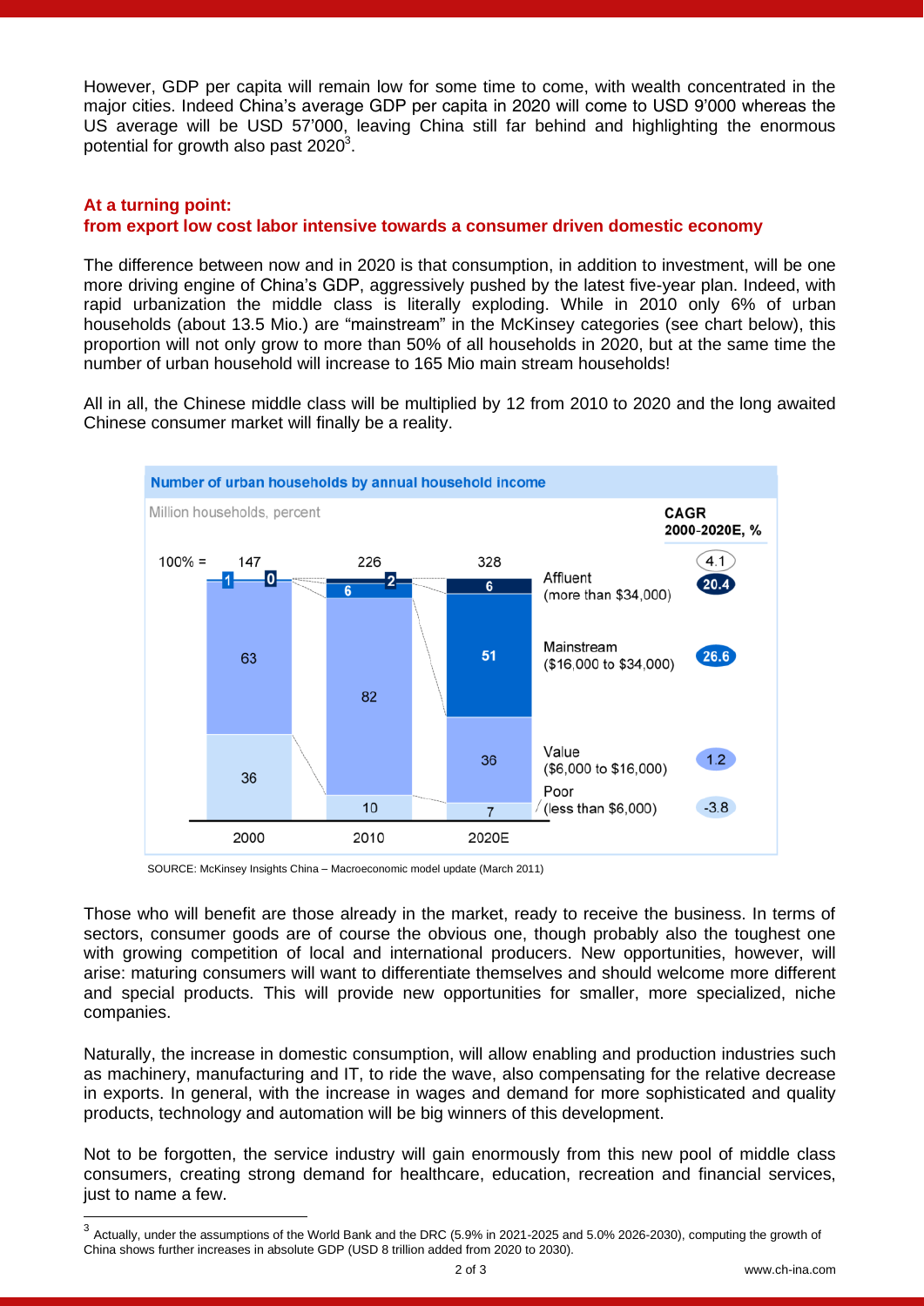However, GDP per capita will remain low for some time to come, with wealth concentrated in the major cities. Indeed China's average GDP per capita in 2020 will come to USD 9'000 whereas the US average will be USD 57'000, leaving China still far behind and highlighting the enormous potential for growth also past 2020[3].

**At a turning point:**
**from export low cost labor intensive towards a consumer driven domestic economy**

The difference between now and in 2020 is that consumption, in addition to investment, will be one more driving engine of China's GDP, aggressively pushed by the latest five-year plan. Indeed, with rapid urbanization the middle class is literally exploding. While in 2010 only 6% of urban households (about 13.5 Mio.) are "mainstream" in the McKinsey categories (see chart below), this proportion will not only grow to more than 50% of all households in 2020, but at the same time the number of urban household will increase to 165 Mio main stream households!

All in all, the Chinese middle class will be multiplied by 12 from 2010 to 2020 and the long awaited Chinese consumer market will finally be a reality.

**Number of urban households by annual household income**

Million households, percent

| | 2000 | 2010 | 2020E | CAGR 2000-2020E, % |
|---|---|---|---|---|
| 100% = | 147 | 226 | 328 | 4.1 |
| Affluent (more than $34,000) | 0 | 2 | 6 | 20.4 |
| Mainstream ($16,000 to $34,000) | 1 | 6 | 51 | 26.6 |
| Value ($6,000 to $16,000) | 63 | 82 | 36 | 1.2 |
| Poor (less than $6,000) | 36 | 10 | 7 | -3.8 |

SOURCE: McKinsey Insights China – Macroeconomic model update (March 2011)

Those who will benefit are those already in the market, ready to receive the business. In terms of sectors, consumer goods are of course the obvious one, though probably also the toughest one with growing competition of local and international producers. New opportunities, however, will arise: maturing consumers will want to differentiate themselves and should welcome more different and special products. This will provide new opportunities for smaller, more specialized, niche companies.

Naturally, the increase in domestic consumption, will allow enabling and production industries such as machinery, manufacturing and IT, to ride the wave, also compensating for the relative decrease in exports. In general, with the increase in wages and demand for more sophisticated and quality products, technology and automation will be big winners of this development.

Not to be forgotten, the service industry will gain enormously from this new pool of middle class consumers, creating strong demand for healthcare, education, recreation and financial services, just to name a few.

[3] Actually, under the assumptions of the World Bank and the DRC (5.9% in 2021-2025 and 5.0% 2026-2030), computing the growth of China shows further increases in absolute GDP (USD 8 trillion added from 2020 to 2030).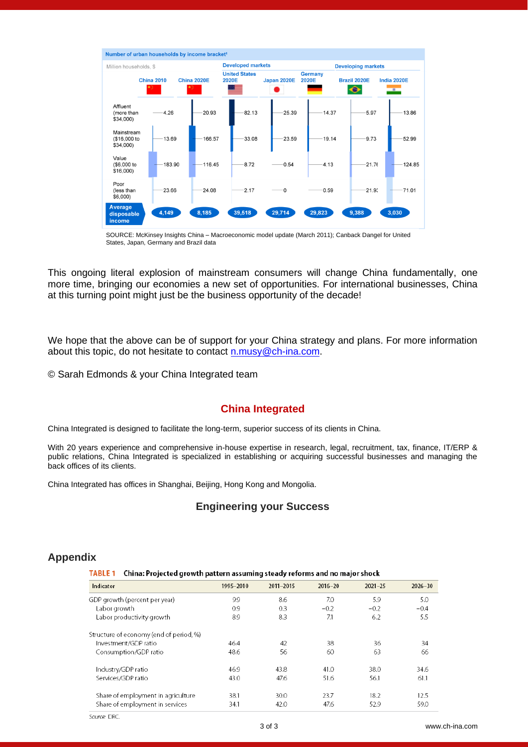Number of urban households by income bracket[1]

Million households, $

Developed markets

Developing markets

China 2010
China 2020E
United States 2020E
Japan 2020E
Germany 2020E
Brazil 2020E
India 2020E

Affluent (more than $34,000)
4.26
20.93
82.13
25.39
14.37
5.97
13.86

Mainstream ($16,000 to $34,000)
13.69
166.57
33.08
23.59
19.14
9.73
52.99

Value ($6,000 to $16,000)
183.90
116.45
8.72
0.54
4.13
21.76
124.85

Poor (less than $6,000)
23.66
24.08
2.17
0
0.59
21.93
71.01

Average disposable income
4,149
8,185
39,518
29,714
29,823
9,388
3,030

SOURCE: McKinsey Insights China – Macroeconomic model update (March 2011); Canback Dangel for United States, Japan, Germany and Brazil data

This ongoing literal explosion of mainstream consumers will change China fundamentally, one more time, bringing our economies a new set of opportunities. For international businesses, China at this turning point might just be the business opportunity of the decade!

We hope that the above can be of support for your China strategy and plans. For more information about this topic, do not hesitate to contact n.musy@ch-ina.com.

© Sarah Edmonds & your China Integrated team

## China Integrated

China Integrated is designed to facilitate the long-term, superior success of its clients in China.

With 20 years experience and comprehensive in-house expertise in research, legal, recruitment, tax, finance, IT/ERP & public relations, China Integrated is specialized in establishing or acquiring successful businesses and managing the back offices of its clients.

China Integrated has offices in Shanghai, Beijing, Hong Kong and Mongolia.

### Engineering your Success

## Appendix

**TABLE 1 China: Projected growth pattern assuming steady reforms and no major shock**

| Indicator | 1995–2010 | 2011–2015 | 2016–20 | 2021–25 | 2026–30 |
|---|---|---|---|---|---|
| GDP growth (percent per year) | 9.9 | 8.6 | 7.0 | 5.9 | 5.0 |
| Labor growth | 0.9 | 0.3 | −0.2 | −0.2 | −0.4 |
| Labor productivity growth | 8.9 | 8.3 | 7.1 | 6.2 | 5.5 |
| Structure of economy (end of period, %) | | | | | |
| Investment/GDP ratio | 46.4 | 42 | 38 | 36 | 34 |
| Consumption/GDP ratio | 48.6 | 56 | 60 | 63 | 66 |
| Industry/GDP ratio | 46.9 | 43.8 | 41.0 | 38.0 | 34.6 |
| Services/GDP ratio | 43.0 | 47.6 | 51.6 | 56.1 | 61.1 |
| Share of employment in agriculture | 38.1 | 30.0 | 23.7 | 18.2 | 12.5 |
| Share of employment in services | 34.1 | 42.0 | 47.6 | 52.9 | 59.0 |

Source: DRC.